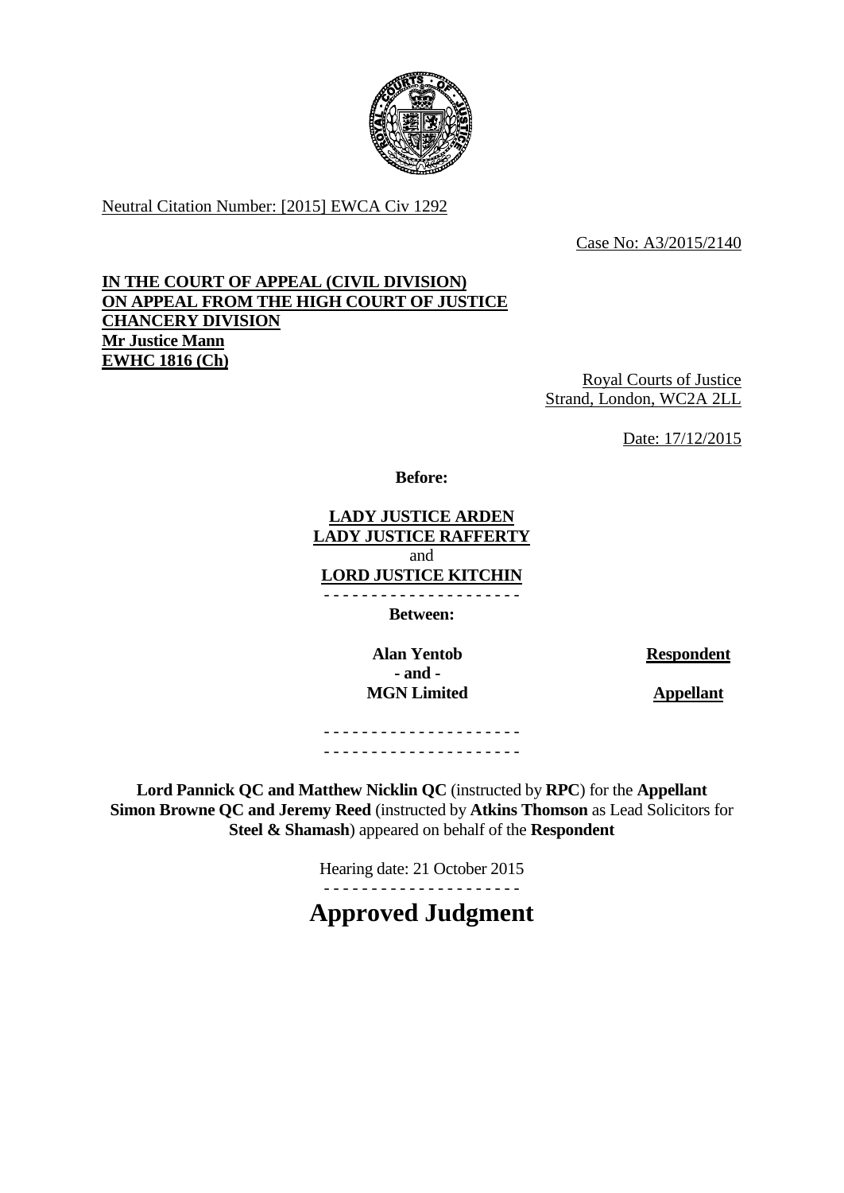Neutral Citation Number: [2015] EWCA Civ 1292

Case No: A3/2015/2140

**IN THE COURT OF APPEAL (CIVIL DIVISION)**
**ON APPEAL FROM THE HIGH COURT OF JUSTICE**
**CHANCERY DIVISION**
**Mr Justice Mann**
**EWHC 1816 (Ch)**

Royal Courts of Justice
Strand, London, WC2A 2LL

Date: 17/12/2015

**Before:**

**LADY JUSTICE ARDEN**
**LADY JUSTICE RAFFERTY**
and
**LORD JUSTICE KITCHIN**

- - - - - - - - - - - - - - - - - - - - -

**Between:**

| | |
|---|---|
| **Alan Yentob** | **Respondent** |
| **- and -** | |
| **MGN Limited** | **Appellant** |

- - - - - - - - - - - - - - - - - - - - -
- - - - - - - - - - - - - - - - - - - - -

**Lord Pannick QC and Matthew Nicklin QC** (instructed by **RPC**) for the **Appellant**
**Simon Browne QC and Jeremy Reed** (instructed by **Atkins Thomson** as Lead Solicitors for **Steel & Shamash**) appeared on behalf of the **Respondent**

Hearing date: 21 October 2015

- - - - - - - - - - - - - - - - - - - - -

# Approved Judgment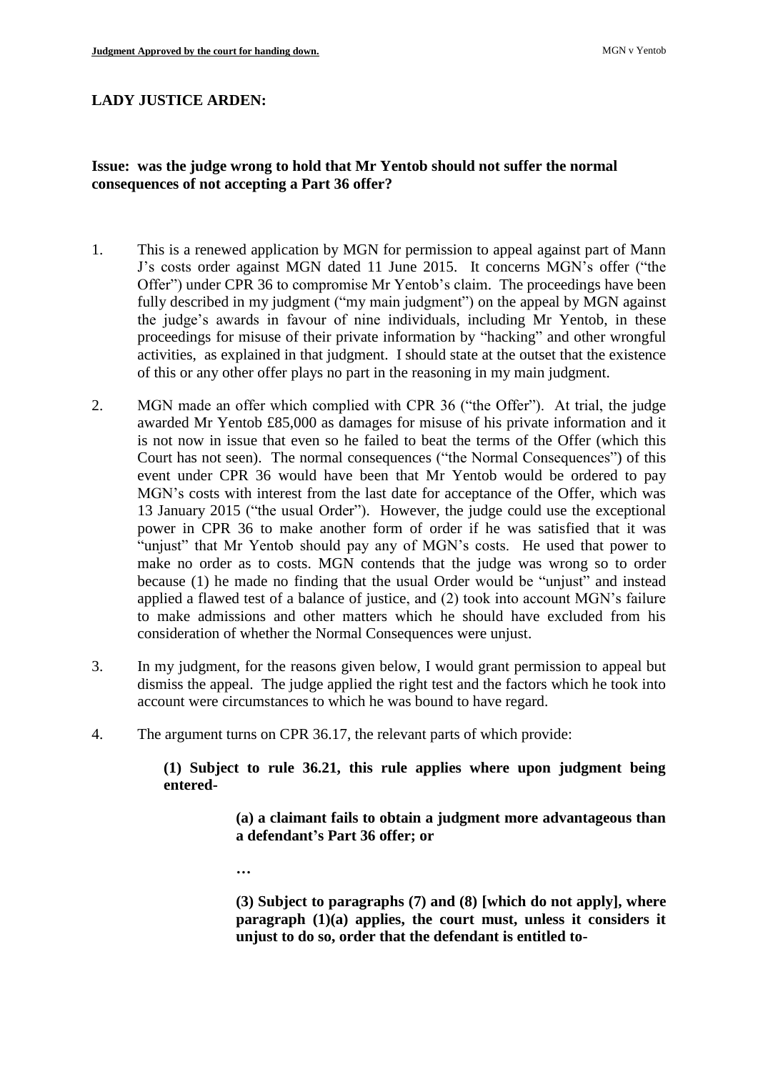**LADY JUSTICE ARDEN:**

**Issue: was the judge wrong to hold that Mr Yentob should not suffer the normal consequences of not accepting a Part 36 offer?**

1. This is a renewed application by MGN for permission to appeal against part of Mann J's costs order against MGN dated 11 June 2015. It concerns MGN's offer ("the Offer") under CPR 36 to compromise Mr Yentob's claim. The proceedings have been fully described in my judgment ("my main judgment") on the appeal by MGN against the judge's awards in favour of nine individuals, including Mr Yentob, in these proceedings for misuse of their private information by "hacking" and other wrongful activities, as explained in that judgment. I should state at the outset that the existence of this or any other offer plays no part in the reasoning in my main judgment.

2. MGN made an offer which complied with CPR 36 ("the Offer"). At trial, the judge awarded Mr Yentob £85,000 as damages for misuse of his private information and it is not now in issue that even so he failed to beat the terms of the Offer (which this Court has not seen). The normal consequences ("the Normal Consequences") of this event under CPR 36 would have been that Mr Yentob would be ordered to pay MGN's costs with interest from the last date for acceptance of the Offer, which was 13 January 2015 ("the usual Order"). However, the judge could use the exceptional power in CPR 36 to make another form of order if he was satisfied that it was "unjust" that Mr Yentob should pay any of MGN's costs. He used that power to make no order as to costs. MGN contends that the judge was wrong so to order because (1) he made no finding that the usual Order would be "unjust" and instead applied a flawed test of a balance of justice, and (2) took into account MGN's failure to make admissions and other matters which he should have excluded from his consideration of whether the Normal Consequences were unjust.

3. In my judgment, for the reasons given below, I would grant permission to appeal but dismiss the appeal. The judge applied the right test and the factors which he took into account were circumstances to which he was bound to have regard.

4. The argument turns on CPR 36.17, the relevant parts of which provide:

> **(1) Subject to rule 36.21, this rule applies where upon judgment being entered-**
>
> > **(a) a claimant fails to obtain a judgment more advantageous than a defendant's Part 36 offer; or**
> >
> > **…**
> >
> > **(3) Subject to paragraphs (7) and (8) [which do not apply], where paragraph (1)(a) applies, the court must, unless it considers it unjust to do so, order that the defendant is entitled to-**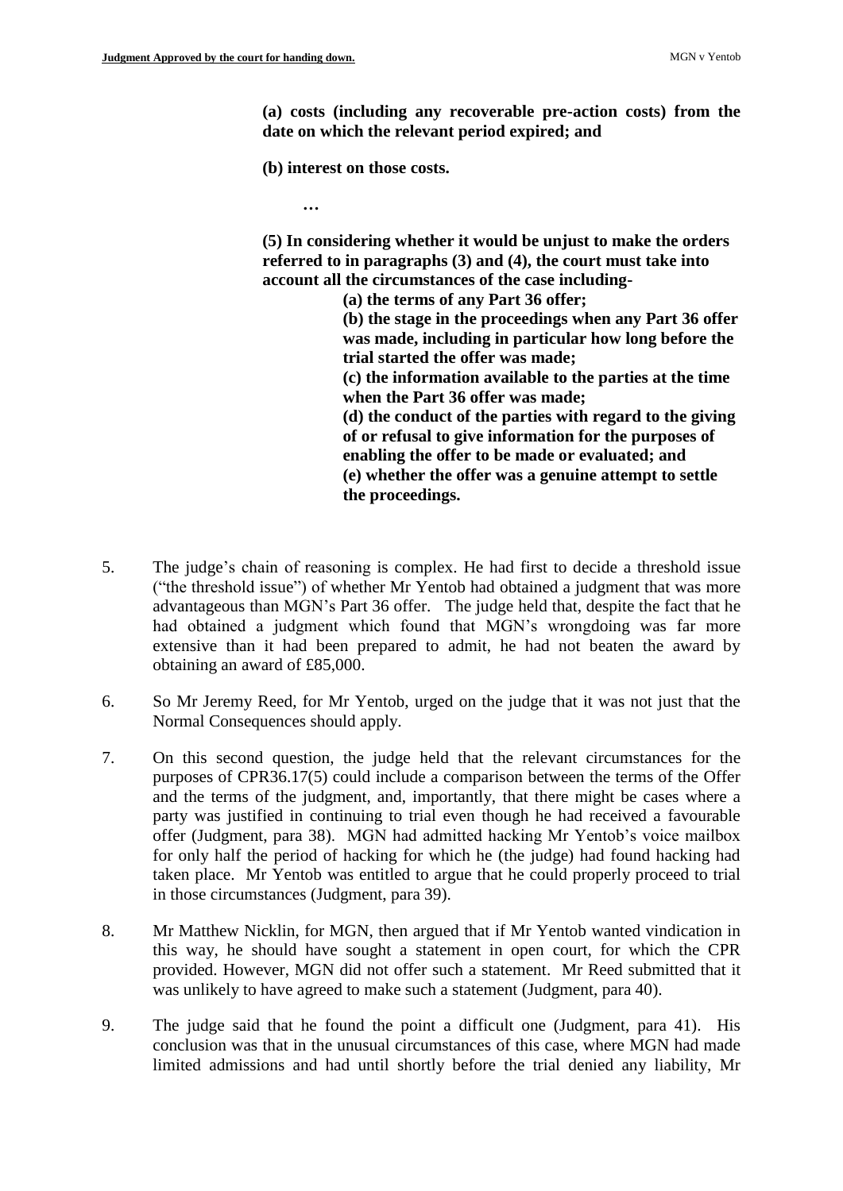**(a) costs (including any recoverable pre-action costs) from the date on which the relevant period expired; and**

**(b) interest on those costs.**

**…**

**(5) In considering whether it would be unjust to make the orders referred to in paragraphs (3) and (4), the court must take into account all the circumstances of the case including-**

> **(a) the terms of any Part 36 offer;**
> **(b) the stage in the proceedings when any Part 36 offer was made, including in particular how long before the trial started the offer was made;**
> **(c) the information available to the parties at the time when the Part 36 offer was made;**
> **(d) the conduct of the parties with regard to the giving of or refusal to give information for the purposes of enabling the offer to be made or evaluated; and**
> **(e) whether the offer was a genuine attempt to settle the proceedings.**

5. The judge's chain of reasoning is complex. He had first to decide a threshold issue ("the threshold issue") of whether Mr Yentob had obtained a judgment that was more advantageous than MGN's Part 36 offer. The judge held that, despite the fact that he had obtained a judgment which found that MGN's wrongdoing was far more extensive than it had been prepared to admit, he had not beaten the award by obtaining an award of £85,000.

6. So Mr Jeremy Reed, for Mr Yentob, urged on the judge that it was not just that the Normal Consequences should apply.

7. On this second question, the judge held that the relevant circumstances for the purposes of CPR36.17(5) could include a comparison between the terms of the Offer and the terms of the judgment, and, importantly, that there might be cases where a party was justified in continuing to trial even though he had received a favourable offer (Judgment, para 38). MGN had admitted hacking Mr Yentob's voice mailbox for only half the period of hacking for which he (the judge) had found hacking had taken place. Mr Yentob was entitled to argue that he could properly proceed to trial in those circumstances (Judgment, para 39).

8. Mr Matthew Nicklin, for MGN, then argued that if Mr Yentob wanted vindication in this way, he should have sought a statement in open court, for which the CPR provided. However, MGN did not offer such a statement. Mr Reed submitted that it was unlikely to have agreed to make such a statement (Judgment, para 40).

9. The judge said that he found the point a difficult one (Judgment, para 41). His conclusion was that in the unusual circumstances of this case, where MGN had made limited admissions and had until shortly before the trial denied any liability, Mr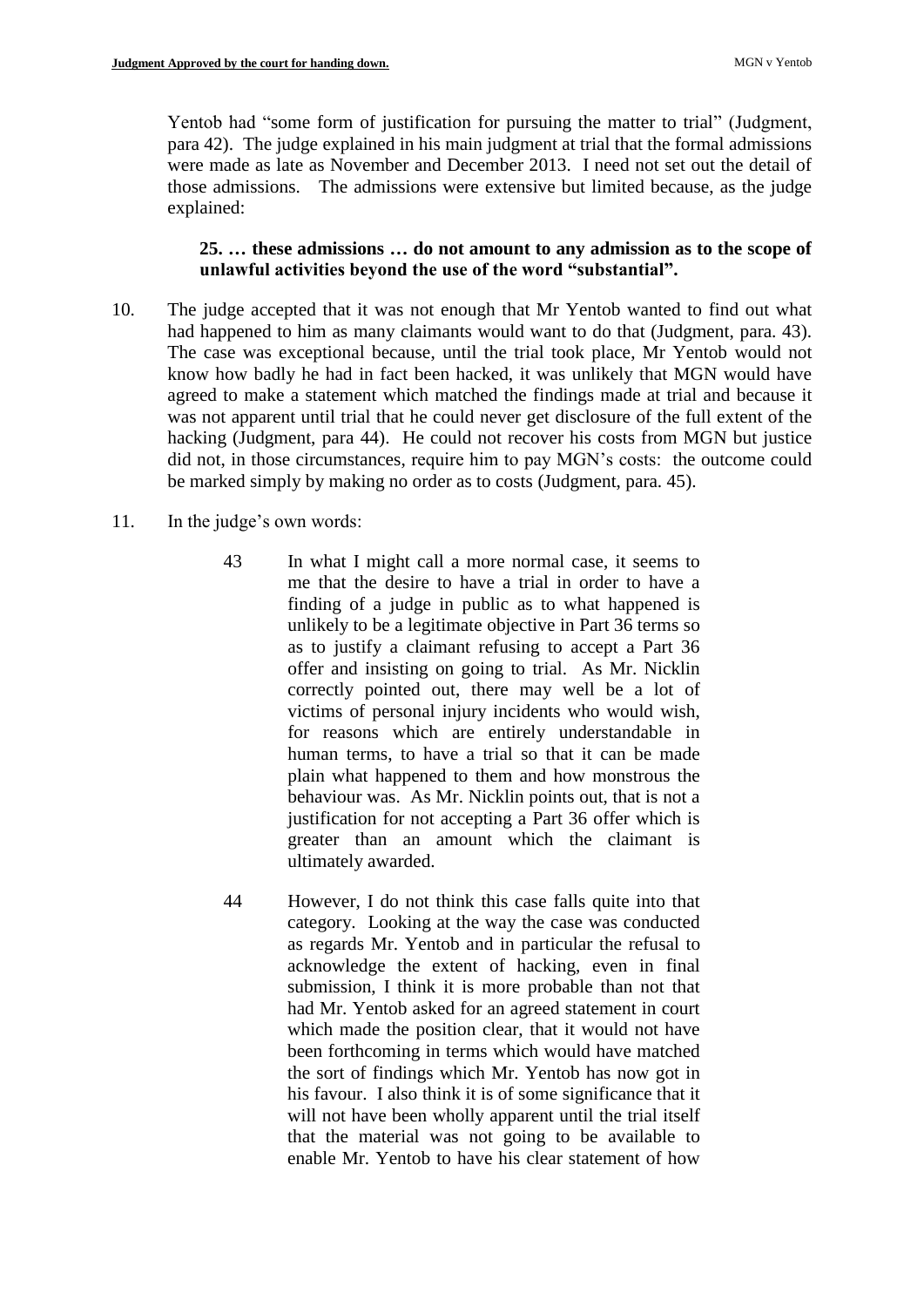Yentob had "some form of justification for pursuing the matter to trial" (Judgment, para 42). The judge explained in his main judgment at trial that the formal admissions were made as late as November and December 2013. I need not set out the detail of those admissions. The admissions were extensive but limited because, as the judge explained:

> **25. … these admissions … do not amount to any admission as to the scope of unlawful activities beyond the use of the word "substantial".**

10. The judge accepted that it was not enough that Mr Yentob wanted to find out what had happened to him as many claimants would want to do that (Judgment, para. 43). The case was exceptional because, until the trial took place, Mr Yentob would not know how badly he had in fact been hacked, it was unlikely that MGN would have agreed to make a statement which matched the findings made at trial and because it was not apparent until trial that he could never get disclosure of the full extent of the hacking (Judgment, para 44). He could not recover his costs from MGN but justice did not, in those circumstances, require him to pay MGN's costs: the outcome could be marked simply by making no order as to costs (Judgment, para. 45).

11. In the judge's own words:

> 43 In what I might call a more normal case, it seems to me that the desire to have a trial in order to have a finding of a judge in public as to what happened is unlikely to be a legitimate objective in Part 36 terms so as to justify a claimant refusing to accept a Part 36 offer and insisting on going to trial. As Mr. Nicklin correctly pointed out, there may well be a lot of victims of personal injury incidents who would wish, for reasons which are entirely understandable in human terms, to have a trial so that it can be made plain what happened to them and how monstrous the behaviour was. As Mr. Nicklin points out, that is not a justification for not accepting a Part 36 offer which is greater than an amount which the claimant is ultimately awarded.
>
> 44 However, I do not think this case falls quite into that category. Looking at the way the case was conducted as regards Mr. Yentob and in particular the refusal to acknowledge the extent of hacking, even in final submission, I think it is more probable than not that had Mr. Yentob asked for an agreed statement in court which made the position clear, that it would not have been forthcoming in terms which would have matched the sort of findings which Mr. Yentob has now got in his favour. I also think it is of some significance that it will not have been wholly apparent until the trial itself that the material was not going to be available to enable Mr. Yentob to have his clear statement of how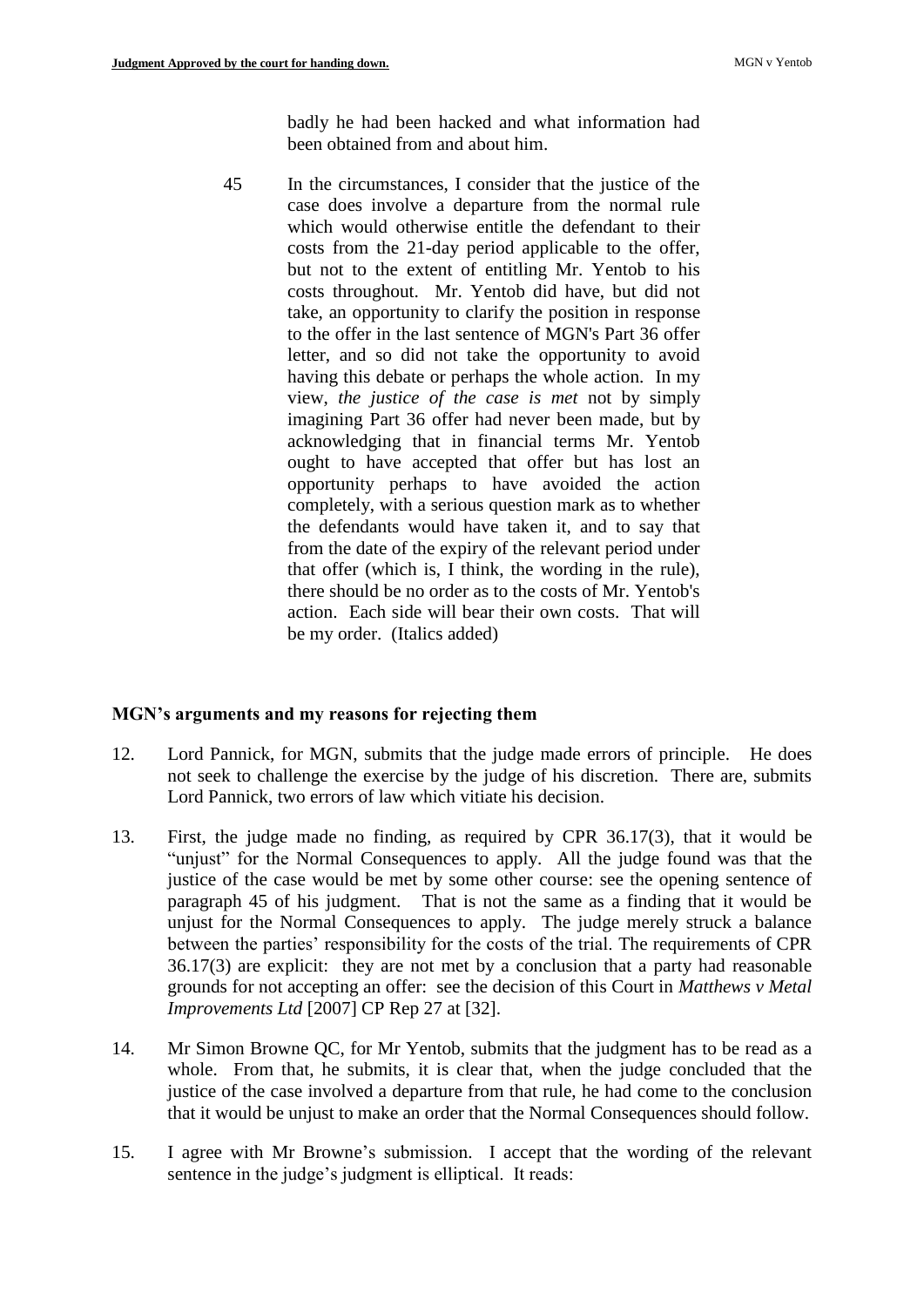> badly he had been hacked and what information had been obtained from and about him.
>
> 45 In the circumstances, I consider that the justice of the case does involve a departure from the normal rule which would otherwise entitle the defendant to their costs from the 21-day period applicable to the offer, but not to the extent of entitling Mr. Yentob to his costs throughout. Mr. Yentob did have, but did not take, an opportunity to clarify the position in response to the offer in the last sentence of MGN's Part 36 offer letter, and so did not take the opportunity to avoid having this debate or perhaps the whole action. In my view, *the justice of the case is met* not by simply imagining Part 36 offer had never been made, but by acknowledging that in financial terms Mr. Yentob ought to have accepted that offer but has lost an opportunity perhaps to have avoided the action completely, with a serious question mark as to whether the defendants would have taken it, and to say that from the date of the expiry of the relevant period under that offer (which is, I think, the wording in the rule), there should be no order as to the costs of Mr. Yentob's action. Each side will bear their own costs. That will be my order. (Italics added)

## MGN's arguments and my reasons for rejecting them

12. Lord Pannick, for MGN, submits that the judge made errors of principle. He does not seek to challenge the exercise by the judge of his discretion. There are, submits Lord Pannick, two errors of law which vitiate his decision.

13. First, the judge made no finding, as required by CPR 36.17(3), that it would be "unjust" for the Normal Consequences to apply. All the judge found was that the justice of the case would be met by some other course: see the opening sentence of paragraph 45 of his judgment. That is not the same as a finding that it would be unjust for the Normal Consequences to apply. The judge merely struck a balance between the parties' responsibility for the costs of the trial. The requirements of CPR 36.17(3) are explicit: they are not met by a conclusion that a party had reasonable grounds for not accepting an offer: see the decision of this Court in *Matthews v Metal Improvements Ltd* [2007] CP Rep 27 at [32].

14. Mr Simon Browne QC, for Mr Yentob, submits that the judgment has to be read as a whole. From that, he submits, it is clear that, when the judge concluded that the justice of the case involved a departure from that rule, he had come to the conclusion that it would be unjust to make an order that the Normal Consequences should follow.

15. I agree with Mr Browne's submission. I accept that the wording of the relevant sentence in the judge's judgment is elliptical. It reads: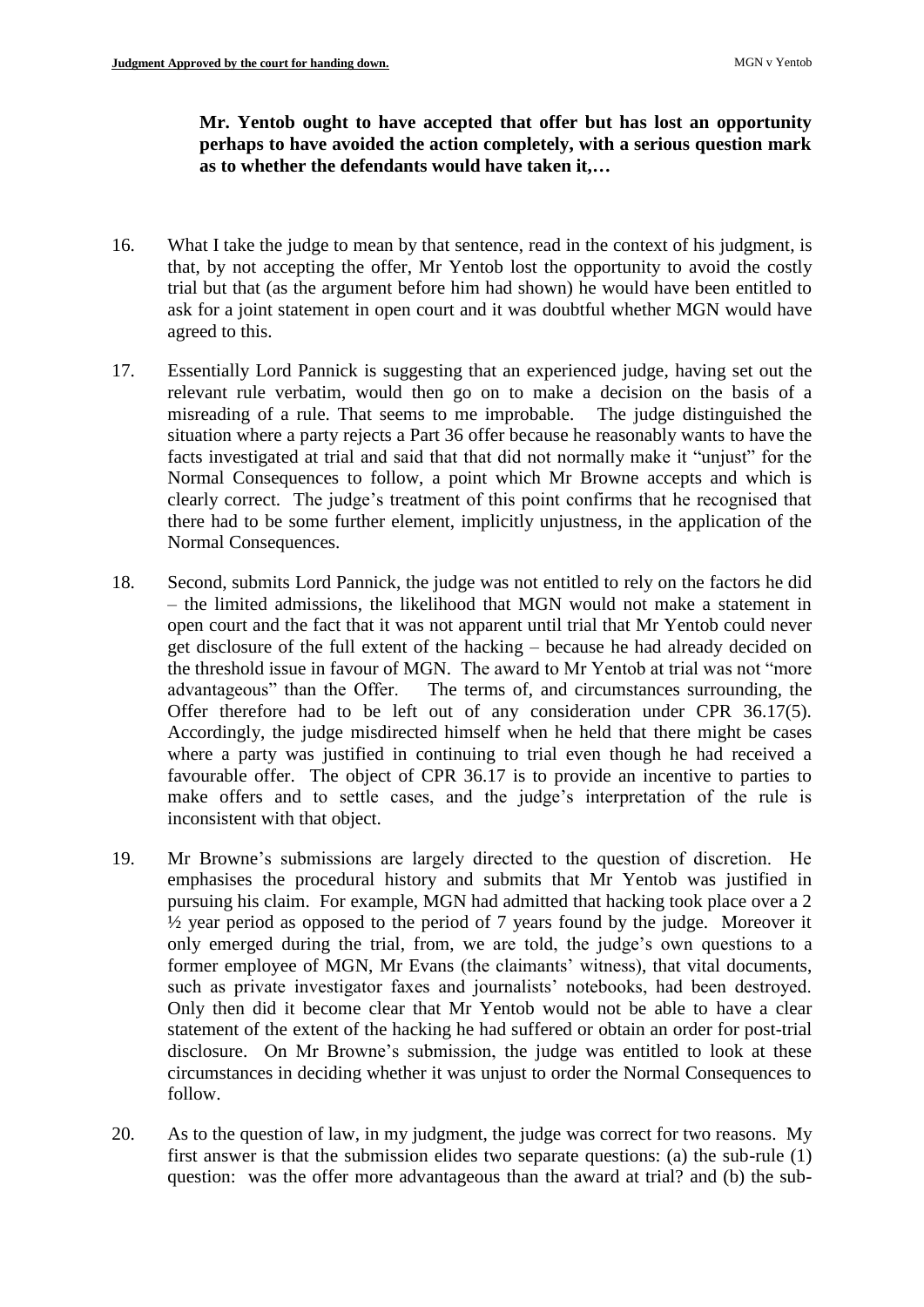**Mr. Yentob ought to have accepted that offer but has lost an opportunity perhaps to have avoided the action completely, with a serious question mark as to whether the defendants would have taken it,…**

16. What I take the judge to mean by that sentence, read in the context of his judgment, is that, by not accepting the offer, Mr Yentob lost the opportunity to avoid the costly trial but that (as the argument before him had shown) he would have been entitled to ask for a joint statement in open court and it was doubtful whether MGN would have agreed to this.

17. Essentially Lord Pannick is suggesting that an experienced judge, having set out the relevant rule verbatim, would then go on to make a decision on the basis of a misreading of a rule. That seems to me improbable. The judge distinguished the situation where a party rejects a Part 36 offer because he reasonably wants to have the facts investigated at trial and said that that did not normally make it "unjust" for the Normal Consequences to follow, a point which Mr Browne accepts and which is clearly correct. The judge's treatment of this point confirms that he recognised that there had to be some further element, implicitly unjustness, in the application of the Normal Consequences.

18. Second, submits Lord Pannick, the judge was not entitled to rely on the factors he did – the limited admissions, the likelihood that MGN would not make a statement in open court and the fact that it was not apparent until trial that Mr Yentob could never get disclosure of the full extent of the hacking – because he had already decided on the threshold issue in favour of MGN. The award to Mr Yentob at trial was not "more advantageous" than the Offer. The terms of, and circumstances surrounding, the Offer therefore had to be left out of any consideration under CPR 36.17(5). Accordingly, the judge misdirected himself when he held that there might be cases where a party was justified in continuing to trial even though he had received a favourable offer. The object of CPR 36.17 is to provide an incentive to parties to make offers and to settle cases, and the judge's interpretation of the rule is inconsistent with that object.

19. Mr Browne's submissions are largely directed to the question of discretion. He emphasises the procedural history and submits that Mr Yentob was justified in pursuing his claim. For example, MGN had admitted that hacking took place over a 2 ½ year period as opposed to the period of 7 years found by the judge. Moreover it only emerged during the trial, from, we are told, the judge's own questions to a former employee of MGN, Mr Evans (the claimants' witness), that vital documents, such as private investigator faxes and journalists' notebooks, had been destroyed. Only then did it become clear that Mr Yentob would not be able to have a clear statement of the extent of the hacking he had suffered or obtain an order for post-trial disclosure. On Mr Browne's submission, the judge was entitled to look at these circumstances in deciding whether it was unjust to order the Normal Consequences to follow.

20. As to the question of law, in my judgment, the judge was correct for two reasons. My first answer is that the submission elides two separate questions: (a) the sub-rule (1) question: was the offer more advantageous than the award at trial? and (b) the sub-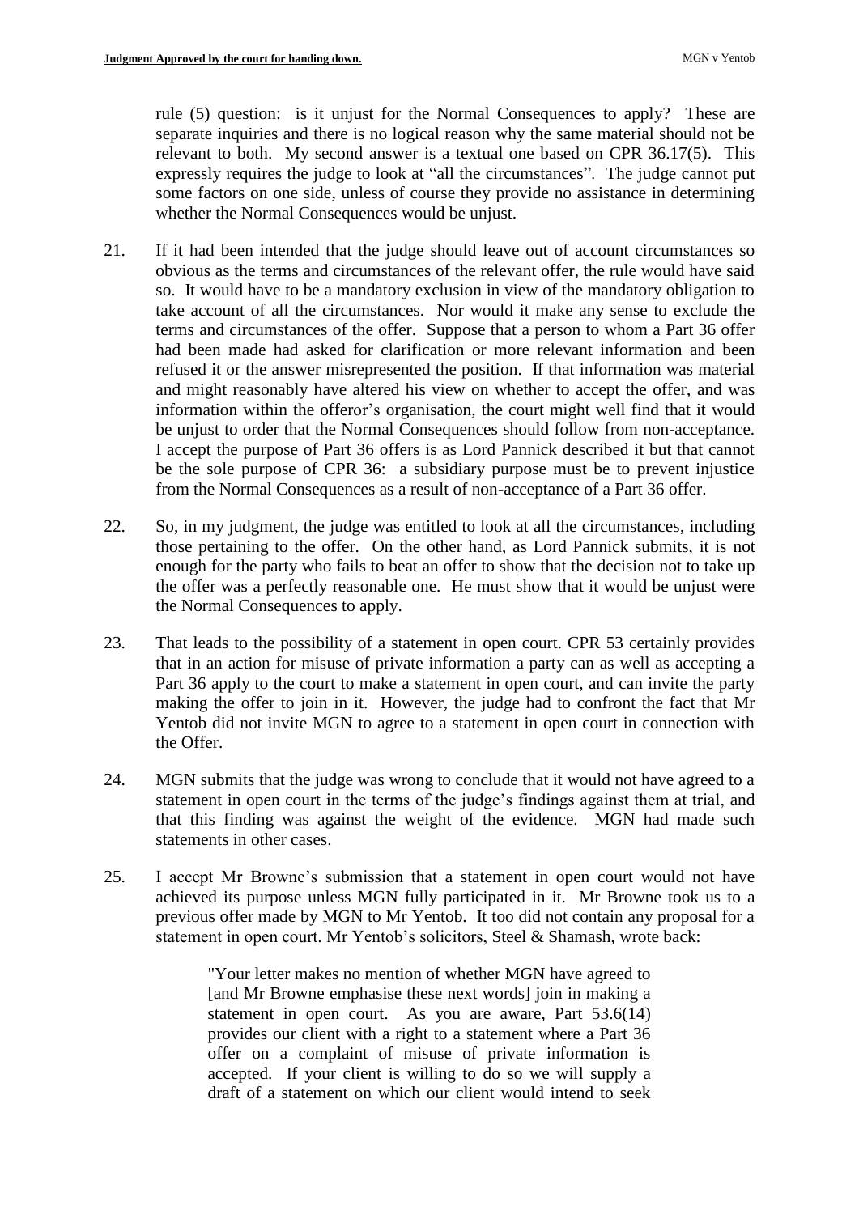rule (5) question: is it unjust for the Normal Consequences to apply? These are separate inquiries and there is no logical reason why the same material should not be relevant to both. My second answer is a textual one based on CPR 36.17(5). This expressly requires the judge to look at "all the circumstances". The judge cannot put some factors on one side, unless of course they provide no assistance in determining whether the Normal Consequences would be unjust.

21. If it had been intended that the judge should leave out of account circumstances so obvious as the terms and circumstances of the relevant offer, the rule would have said so. It would have to be a mandatory exclusion in view of the mandatory obligation to take account of all the circumstances. Nor would it make any sense to exclude the terms and circumstances of the offer. Suppose that a person to whom a Part 36 offer had been made had asked for clarification or more relevant information and been refused it or the answer misrepresented the position. If that information was material and might reasonably have altered his view on whether to accept the offer, and was information within the offeror's organisation, the court might well find that it would be unjust to order that the Normal Consequences should follow from non-acceptance. I accept the purpose of Part 36 offers is as Lord Pannick described it but that cannot be the sole purpose of CPR 36: a subsidiary purpose must be to prevent injustice from the Normal Consequences as a result of non-acceptance of a Part 36 offer.

22. So, in my judgment, the judge was entitled to look at all the circumstances, including those pertaining to the offer. On the other hand, as Lord Pannick submits, it is not enough for the party who fails to beat an offer to show that the decision not to take up the offer was a perfectly reasonable one. He must show that it would be unjust were the Normal Consequences to apply.

23. That leads to the possibility of a statement in open court. CPR 53 certainly provides that in an action for misuse of private information a party can as well as accepting a Part 36 apply to the court to make a statement in open court, and can invite the party making the offer to join in it. However, the judge had to confront the fact that Mr Yentob did not invite MGN to agree to a statement in open court in connection with the Offer.

24. MGN submits that the judge was wrong to conclude that it would not have agreed to a statement in open court in the terms of the judge's findings against them at trial, and that this finding was against the weight of the evidence. MGN had made such statements in other cases.

25. I accept Mr Browne's submission that a statement in open court would not have achieved its purpose unless MGN fully participated in it. Mr Browne took us to a previous offer made by MGN to Mr Yentob. It too did not contain any proposal for a statement in open court. Mr Yentob's solicitors, Steel & Shamash, wrote back:

> "Your letter makes no mention of whether MGN have agreed to [and Mr Browne emphasise these next words] join in making a statement in open court. As you are aware, Part 53.6(14) provides our client with a right to a statement where a Part 36 offer on a complaint of misuse of private information is accepted. If your client is willing to do so we will supply a draft of a statement on which our client would intend to seek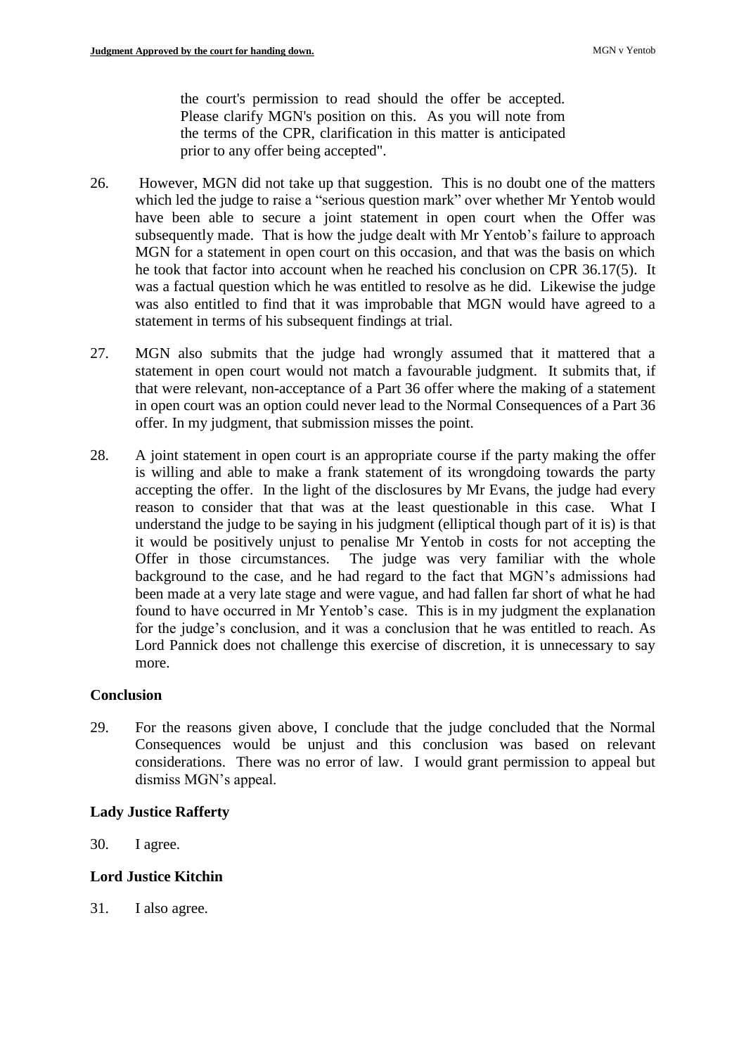> the court's permission to read should the offer be accepted. Please clarify MGN's position on this. As you will note from the terms of the CPR, clarification in this matter is anticipated prior to any offer being accepted".

26. However, MGN did not take up that suggestion. This is no doubt one of the matters which led the judge to raise a "serious question mark" over whether Mr Yentob would have been able to secure a joint statement in open court when the Offer was subsequently made. That is how the judge dealt with Mr Yentob's failure to approach MGN for a statement in open court on this occasion, and that was the basis on which he took that factor into account when he reached his conclusion on CPR 36.17(5). It was a factual question which he was entitled to resolve as he did. Likewise the judge was also entitled to find that it was improbable that MGN would have agreed to a statement in terms of his subsequent findings at trial.

27. MGN also submits that the judge had wrongly assumed that it mattered that a statement in open court would not match a favourable judgment. It submits that, if that were relevant, non-acceptance of a Part 36 offer where the making of a statement in open court was an option could never lead to the Normal Consequences of a Part 36 offer. In my judgment, that submission misses the point.

28. A joint statement in open court is an appropriate course if the party making the offer is willing and able to make a frank statement of its wrongdoing towards the party accepting the offer. In the light of the disclosures by Mr Evans, the judge had every reason to consider that that was at the least questionable in this case. What I understand the judge to be saying in his judgment (elliptical though part of it is) is that it would be positively unjust to penalise Mr Yentob in costs for not accepting the Offer in those circumstances. The judge was very familiar with the whole background to the case, and he had regard to the fact that MGN's admissions had been made at a very late stage and were vague, and had fallen far short of what he had found to have occurred in Mr Yentob's case. This is in my judgment the explanation for the judge's conclusion, and it was a conclusion that he was entitled to reach. As Lord Pannick does not challenge this exercise of discretion, it is unnecessary to say more.

### Conclusion

29. For the reasons given above, I conclude that the judge concluded that the Normal Consequences would be unjust and this conclusion was based on relevant considerations. There was no error of law. I would grant permission to appeal but dismiss MGN's appeal.

### Lady Justice Rafferty

30. I agree.

### Lord Justice Kitchin

31. I also agree.